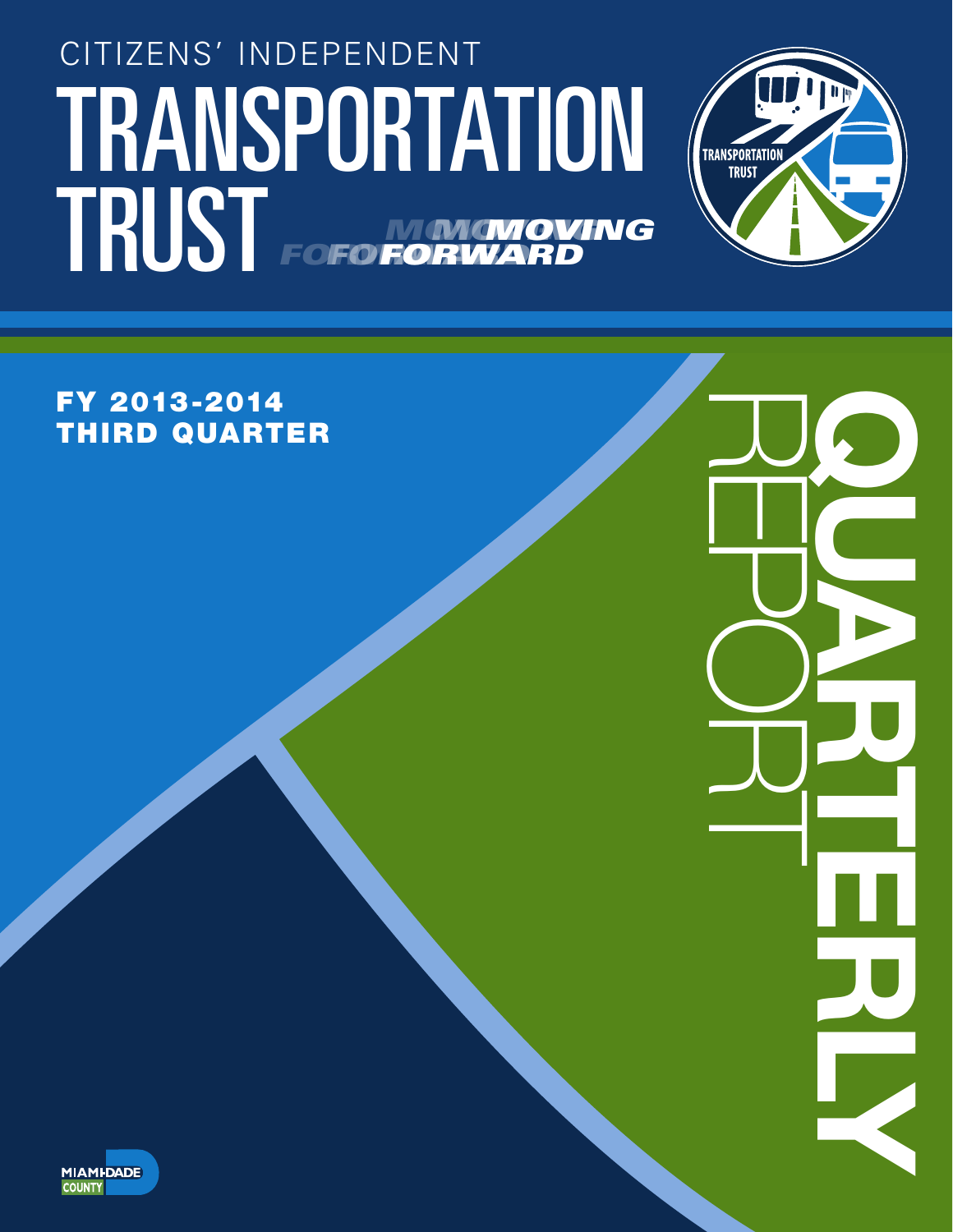CITIZENS' INDEPENDENT

# TRANSPORTATION TRUST

MOVING FORWARD

TRANSPORTATION TRUST

## FY 2013-2014 THIRD QUARTER

# QUARTERLY REPORT

MIAMI-DADE COUNTY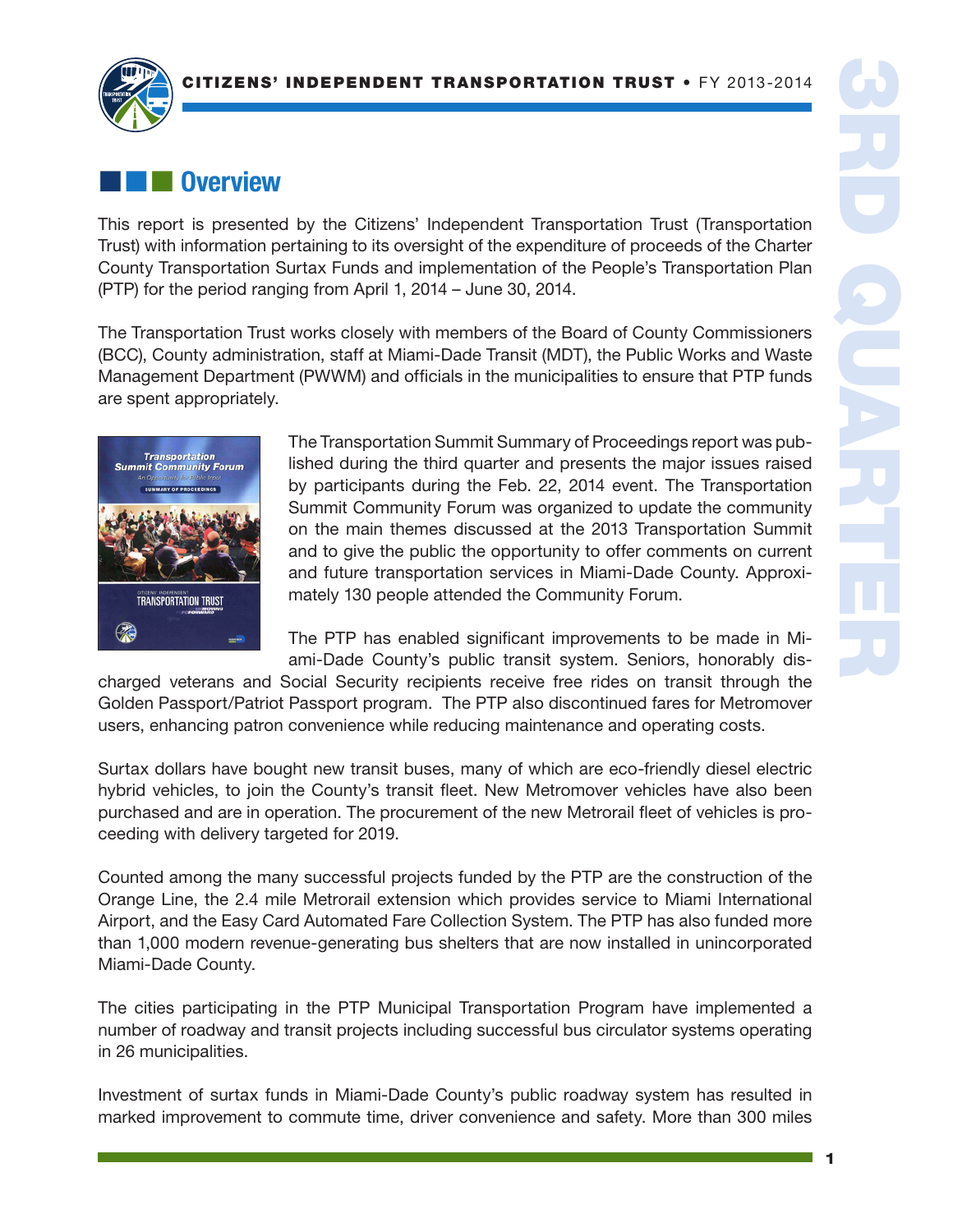## Overview

This report is presented by the Citizens' Independent Transportation Trust (Transportation Trust) with information pertaining to its oversight of the expenditure of proceeds of the Charter County Transportation Surtax Funds and implementation of the People's Transportation Plan (PTP) for the period ranging from April 1, 2014 – June 30, 2014.

The Transportation Trust works closely with members of the Board of County Commissioners (BCC), County administration, staff at Miami-Dade Transit (MDT), the Public Works and Waste Management Department (PWWM) and officials in the municipalities to ensure that PTP funds are spent appropriately.

The Transportation Summit Summary of Proceedings report was published during the third quarter and presents the major issues raised by participants during the Feb. 22, 2014 event. The Transportation Summit Community Forum was organized to update the community on the main themes discussed at the 2013 Transportation Summit and to give the public the opportunity to offer comments on current and future transportation services in Miami-Dade County. Approximately 130 people attended the Community Forum.

The PTP has enabled significant improvements to be made in Miami-Dade County's public transit system. Seniors, honorably discharged veterans and Social Security recipients receive free rides on transit through the Golden Passport/Patriot Passport program. The PTP also discontinued fares for Metromover users, enhancing patron convenience while reducing maintenance and operating costs.

Surtax dollars have bought new transit buses, many of which are eco-friendly diesel electric hybrid vehicles, to join the County's transit fleet. New Metromover vehicles have also been purchased and are in operation. The procurement of the new Metrorail fleet of vehicles is proceeding with delivery targeted for 2019.

Counted among the many successful projects funded by the PTP are the construction of the Orange Line, the 2.4 mile Metrorail extension which provides service to Miami International Airport, and the Easy Card Automated Fare Collection System. The PTP has also funded more than 1,000 modern revenue-generating bus shelters that are now installed in unincorporated Miami-Dade County.

The cities participating in the PTP Municipal Transportation Program have implemented a number of roadway and transit projects including successful bus circulator systems operating in 26 municipalities.

Investment of surtax funds in Miami-Dade County's public roadway system has resulted in marked improvement to commute time, driver convenience and safety. More than 300 miles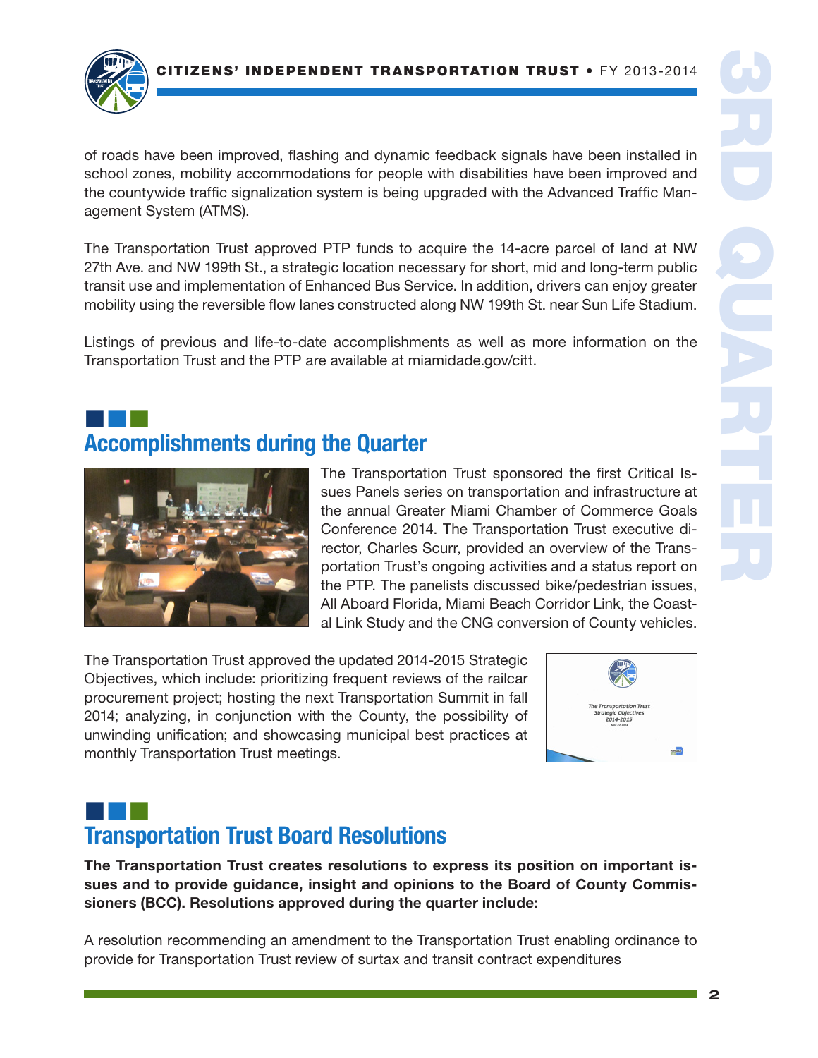of roads have been improved, flashing and dynamic feedback signals have been installed in school zones, mobility accommodations for people with disabilities have been improved and the countywide traffic signalization system is being upgraded with the Advanced Traffic Management System (ATMS).

The Transportation Trust approved PTP funds to acquire the 14-acre parcel of land at NW 27th Ave. and NW 199th St., a strategic location necessary for short, mid and long-term public transit use and implementation of Enhanced Bus Service. In addition, drivers can enjoy greater mobility using the reversible flow lanes constructed along NW 199th St. near Sun Life Stadium.

Listings of previous and life-to-date accomplishments as well as more information on the Transportation Trust and the PTP are available at miamidade.gov/citt.

## Accomplishments during the Quarter

The Transportation Trust sponsored the first Critical Issues Panels series on transportation and infrastructure at the annual Greater Miami Chamber of Commerce Goals Conference 2014. The Transportation Trust executive director, Charles Scurr, provided an overview of the Transportation Trust's ongoing activities and a status report on the PTP. The panelists discussed bike/pedestrian issues, All Aboard Florida, Miami Beach Corridor Link, the Coastal Link Study and the CNG conversion of County vehicles.

The Transportation Trust approved the updated 2014-2015 Strategic Objectives, which include: prioritizing frequent reviews of the railcar procurement project; hosting the next Transportation Summit in fall 2014; analyzing, in conjunction with the County, the possibility of unwinding unification; and showcasing municipal best practices at monthly Transportation Trust meetings.

## Transportation Trust Board Resolutions

**The Transportation Trust creates resolutions to express its position on important issues and to provide guidance, insight and opinions to the Board of County Commissioners (BCC). Resolutions approved during the quarter include:**

A resolution recommending an amendment to the Transportation Trust enabling ordinance to provide for Transportation Trust review of surtax and transit contract expenditures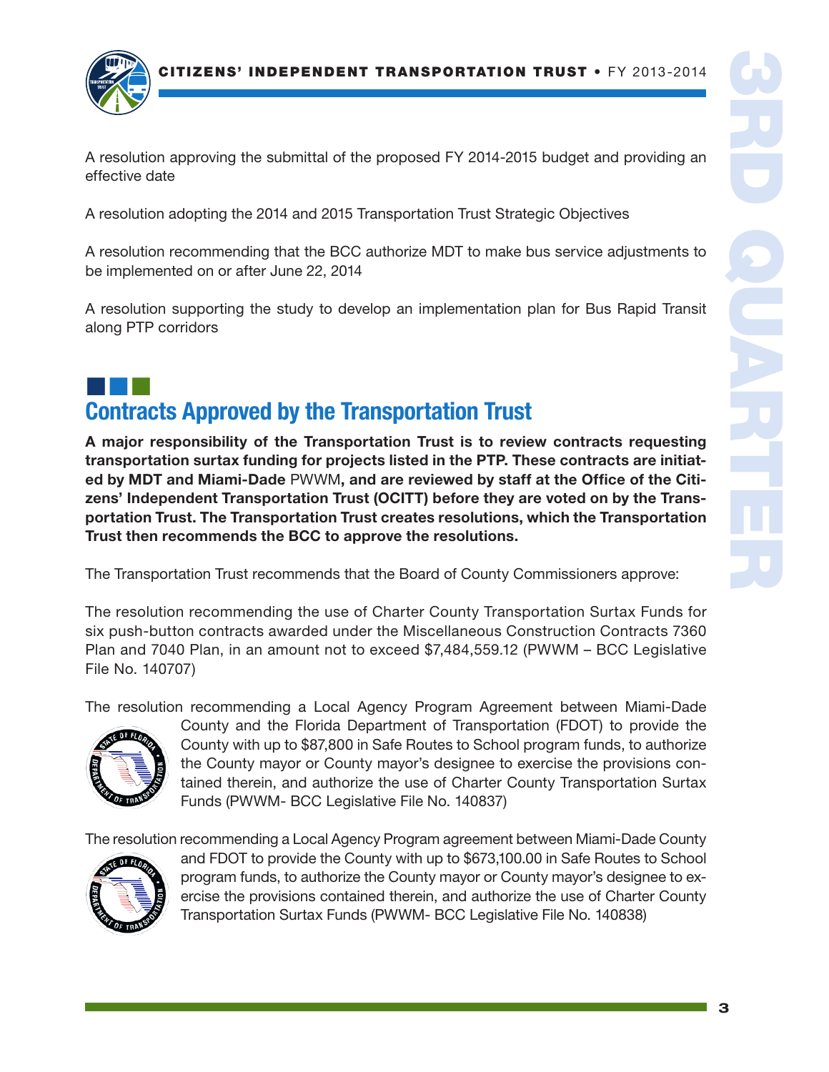A resolution approving the submittal of the proposed FY 2014-2015 budget and providing an effective date

A resolution adopting the 2014 and 2015 Transportation Trust Strategic Objectives

A resolution recommending that the BCC authorize MDT to make bus service adjustments to be implemented on or after June 22, 2014

A resolution supporting the study to develop an implementation plan for Bus Rapid Transit along PTP corridors

## Contracts Approved by the Transportation Trust

**A major responsibility of the Transportation Trust is to review contracts requesting transportation surtax funding for projects listed in the PTP. These contracts are initiated by MDT and Miami-Dade** PWWM**, and are reviewed by staff at the Office of the Citizens' Independent Transportation Trust (OCITT) before they are voted on by the Transportation Trust. The Transportation Trust creates resolutions, which the Transportation Trust then recommends the BCC to approve the resolutions.**

The Transportation Trust recommends that the Board of County Commissioners approve:

The resolution recommending the use of Charter County Transportation Surtax Funds for six push-button contracts awarded under the Miscellaneous Construction Contracts 7360 Plan and 7040 Plan, in an amount not to exceed $7,484,559.12 (PWWM – BCC Legislative File No. 140707)

The resolution recommending a Local Agency Program Agreement between Miami-Dade County and the Florida Department of Transportation (FDOT) to provide the County with up to $87,800 in Safe Routes to School program funds, to authorize the County mayor or County mayor's designee to exercise the provisions contained therein, and authorize the use of Charter County Transportation Surtax Funds (PWWM- BCC Legislative File No. 140837)

The resolution recommending a Local Agency Program agreement between Miami-Dade County and FDOT to provide the County with up to $673,100.00 in Safe Routes to School program funds, to authorize the County mayor or County mayor's designee to exercise the provisions contained therein, and authorize the use of Charter County Transportation Surtax Funds (PWWM- BCC Legislative File No. 140838)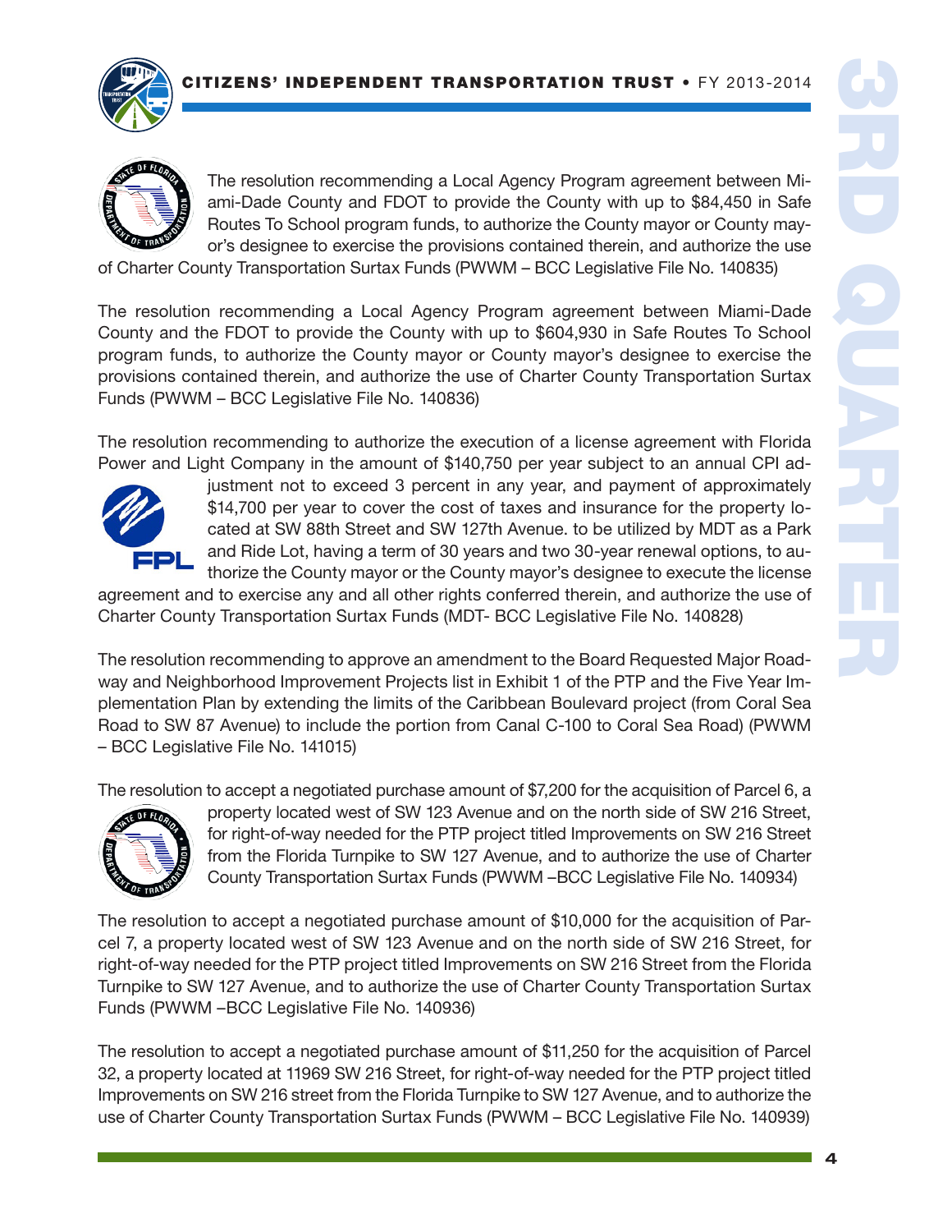The resolution recommending a Local Agency Program agreement between Miami-Dade County and FDOT to provide the County with up to $84,450 in Safe Routes To School program funds, to authorize the County mayor or County mayor's designee to exercise the provisions contained therein, and authorize the use of Charter County Transportation Surtax Funds (PWWM – BCC Legislative File No. 140835)

The resolution recommending a Local Agency Program agreement between Miami-Dade County and the FDOT to provide the County with up to $604,930 in Safe Routes To School program funds, to authorize the County mayor or County mayor's designee to exercise the provisions contained therein, and authorize the use of Charter County Transportation Surtax Funds (PWWM – BCC Legislative File No. 140836)

The resolution recommending to authorize the execution of a license agreement with Florida Power and Light Company in the amount of $140,750 per year subject to an annual CPI adjustment not to exceed 3 percent in any year, and payment of approximately $14,700 per year to cover the cost of taxes and insurance for the property located at SW 88th Street and SW 127th Avenue. to be utilized by MDT as a Park and Ride Lot, having a term of 30 years and two 30-year renewal options, to authorize the County mayor or the County mayor's designee to execute the license agreement and to exercise any and all other rights conferred therein, and authorize the use of Charter County Transportation Surtax Funds (MDT- BCC Legislative File No. 140828)

The resolution recommending to approve an amendment to the Board Requested Major Roadway and Neighborhood Improvement Projects list in Exhibit 1 of the PTP and the Five Year Implementation Plan by extending the limits of the Caribbean Boulevard project (from Coral Sea Road to SW 87 Avenue) to include the portion from Canal C-100 to Coral Sea Road) (PWWM – BCC Legislative File No. 141015)

The resolution to accept a negotiated purchase amount of $7,200 for the acquisition of Parcel 6, a property located west of SW 123 Avenue and on the north side of SW 216 Street, for right-of-way needed for the PTP project titled Improvements on SW 216 Street from the Florida Turnpike to SW 127 Avenue, and to authorize the use of Charter County Transportation Surtax Funds (PWWM –BCC Legislative File No. 140934)

The resolution to accept a negotiated purchase amount of $10,000 for the acquisition of Parcel 7, a property located west of SW 123 Avenue and on the north side of SW 216 Street, for right-of-way needed for the PTP project titled Improvements on SW 216 Street from the Florida Turnpike to SW 127 Avenue, and to authorize the use of Charter County Transportation Surtax Funds (PWWM –BCC Legislative File No. 140936)

The resolution to accept a negotiated purchase amount of $11,250 for the acquisition of Parcel 32, a property located at 11969 SW 216 Street, for right-of-way needed for the PTP project titled Improvements on SW 216 street from the Florida Turnpike to SW 127 Avenue, and to authorize the use of Charter County Transportation Surtax Funds (PWWM – BCC Legislative File No. 140939)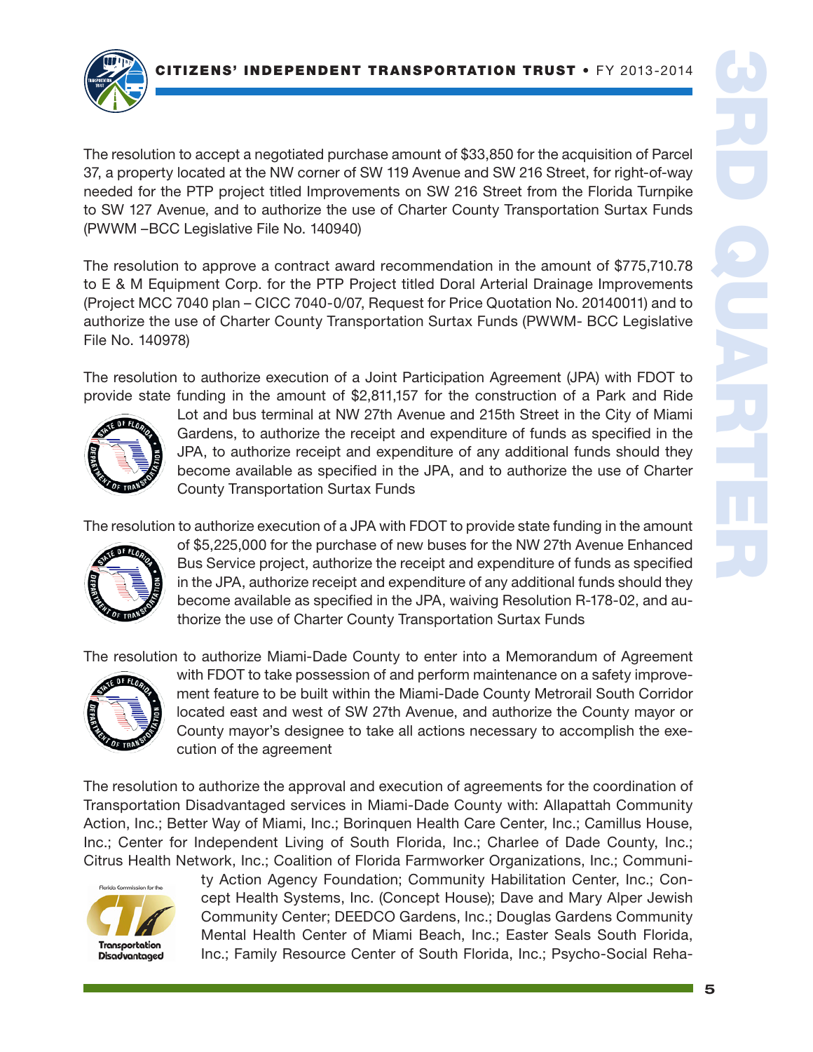The resolution to accept a negotiated purchase amount of $33,850 for the acquisition of Parcel 37, a property located at the NW corner of SW 119 Avenue and SW 216 Street, for right-of-way needed for the PTP project titled Improvements on SW 216 Street from the Florida Turnpike to SW 127 Avenue, and to authorize the use of Charter County Transportation Surtax Funds (PWWM –BCC Legislative File No. 140940)

The resolution to approve a contract award recommendation in the amount of $775,710.78 to E & M Equipment Corp. for the PTP Project titled Doral Arterial Drainage Improvements (Project MCC 7040 plan – CICC 7040-0/07, Request for Price Quotation No. 20140011) and to authorize the use of Charter County Transportation Surtax Funds (PWWM- BCC Legislative File No. 140978)

The resolution to authorize execution of a Joint Participation Agreement (JPA) with FDOT to provide state funding in the amount of $2,811,157 for the construction of a Park and Ride Lot and bus terminal at NW 27th Avenue and 215th Street in the City of Miami Gardens, to authorize the receipt and expenditure of funds as specified in the JPA, to authorize receipt and expenditure of any additional funds should they become available as specified in the JPA, and to authorize the use of Charter County Transportation Surtax Funds

The resolution to authorize execution of a JPA with FDOT to provide state funding in the amount of $5,225,000 for the purchase of new buses for the NW 27th Avenue Enhanced Bus Service project, authorize the receipt and expenditure of funds as specified in the JPA, authorize receipt and expenditure of any additional funds should they become available as specified in the JPA, waiving Resolution R-178-02, and authorize the use of Charter County Transportation Surtax Funds

The resolution to authorize Miami-Dade County to enter into a Memorandum of Agreement with FDOT to take possession of and perform maintenance on a safety improvement feature to be built within the Miami-Dade County Metrorail South Corridor located east and west of SW 27th Avenue, and authorize the County mayor or County mayor's designee to take all actions necessary to accomplish the execution of the agreement

The resolution to authorize the approval and execution of agreements for the coordination of Transportation Disadvantaged services in Miami-Dade County with: Allapattah Community Action, Inc.; Better Way of Miami, Inc.; Borinquen Health Care Center, Inc.; Camillus House, Inc.; Center for Independent Living of South Florida, Inc.; Charlee of Dade County, Inc.; Citrus Health Network, Inc.; Coalition of Florida Farmworker Organizations, Inc.; Community Action Agency Foundation; Community Habilitation Center, Inc.; Concept Health Systems, Inc. (Concept House); Dave and Mary Alper Jewish Community Center; DEEDCO Gardens, Inc.; Douglas Gardens Community Mental Health Center of Miami Beach, Inc.; Easter Seals South Florida, Inc.; Family Resource Center of South Florida, Inc.; Psycho-Social Reha-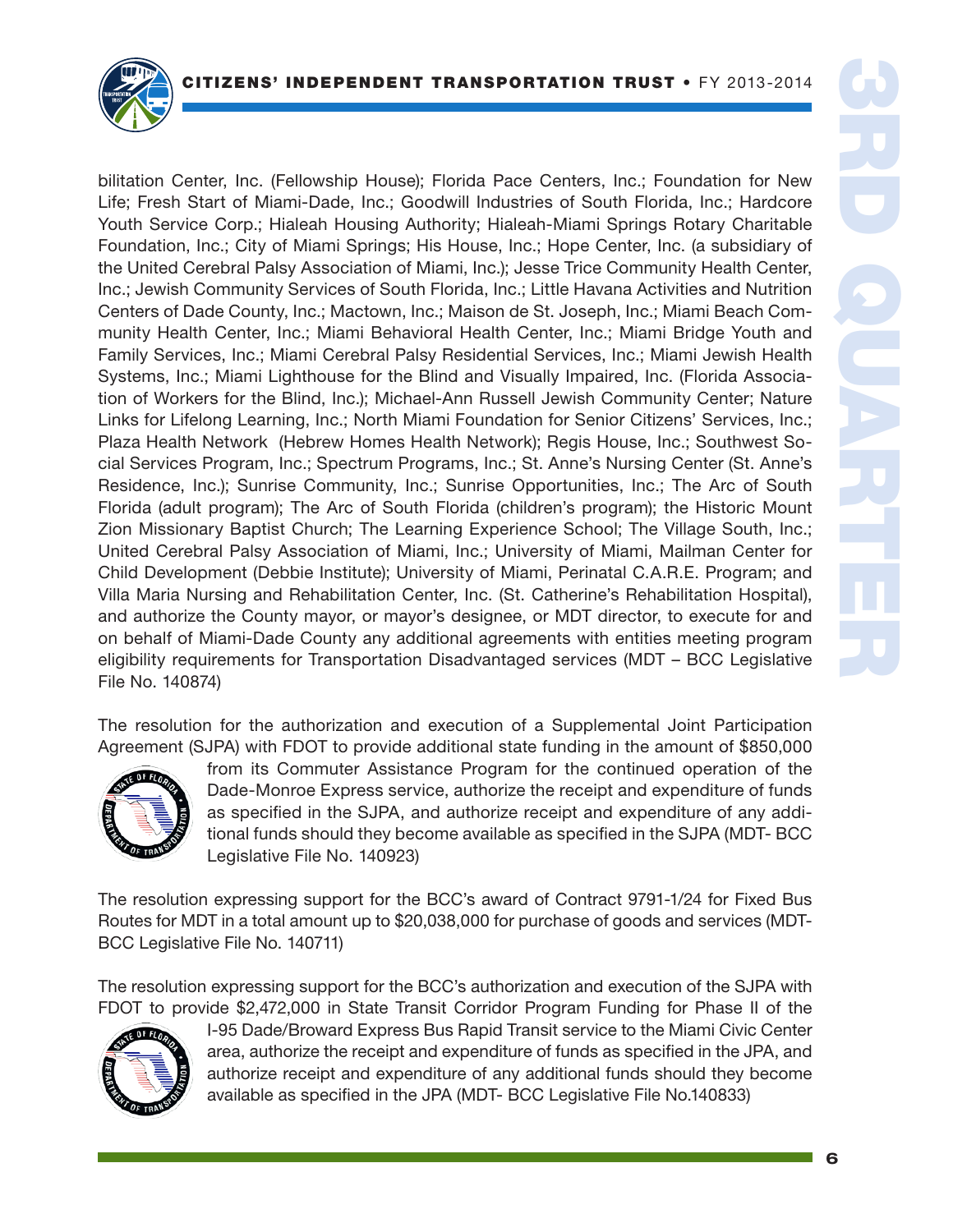bilitation Center, Inc. (Fellowship House); Florida Pace Centers, Inc.; Foundation for New Life; Fresh Start of Miami-Dade, Inc.; Goodwill Industries of South Florida, Inc.; Hardcore Youth Service Corp.; Hialeah Housing Authority; Hialeah-Miami Springs Rotary Charitable Foundation, Inc.; City of Miami Springs; His House, Inc.; Hope Center, Inc. (a subsidiary of the United Cerebral Palsy Association of Miami, Inc.); Jesse Trice Community Health Center, Inc.; Jewish Community Services of South Florida, Inc.; Little Havana Activities and Nutrition Centers of Dade County, Inc.; Mactown, Inc.; Maison de St. Joseph, Inc.; Miami Beach Community Health Center, Inc.; Miami Behavioral Health Center, Inc.; Miami Bridge Youth and Family Services, Inc.; Miami Cerebral Palsy Residential Services, Inc.; Miami Jewish Health Systems, Inc.; Miami Lighthouse for the Blind and Visually Impaired, Inc. (Florida Association of Workers for the Blind, Inc.); Michael-Ann Russell Jewish Community Center; Nature Links for Lifelong Learning, Inc.; North Miami Foundation for Senior Citizens' Services, Inc.; Plaza Health Network (Hebrew Homes Health Network); Regis House, Inc.; Southwest Social Services Program, Inc.; Spectrum Programs, Inc.; St. Anne's Nursing Center (St. Anne's Residence, Inc.); Sunrise Community, Inc.; Sunrise Opportunities, Inc.; The Arc of South Florida (adult program); The Arc of South Florida (children's program); the Historic Mount Zion Missionary Baptist Church; The Learning Experience School; The Village South, Inc.; United Cerebral Palsy Association of Miami, Inc.; University of Miami, Mailman Center for Child Development (Debbie Institute); University of Miami, Perinatal C.A.R.E. Program; and Villa Maria Nursing and Rehabilitation Center, Inc. (St. Catherine's Rehabilitation Hospital), and authorize the County mayor, or mayor's designee, or MDT director, to execute for and on behalf of Miami-Dade County any additional agreements with entities meeting program eligibility requirements for Transportation Disadvantaged services (MDT – BCC Legislative File No. 140874)

The resolution for the authorization and execution of a Supplemental Joint Participation Agreement (SJPA) with FDOT to provide additional state funding in the amount of $850,000 from its Commuter Assistance Program for the continued operation of the Dade-Monroe Express service, authorize the receipt and expenditure of funds as specified in the SJPA, and authorize receipt and expenditure of any additional funds should they become available as specified in the SJPA (MDT- BCC Legislative File No. 140923)

The resolution expressing support for the BCC's award of Contract 9791-1/24 for Fixed Bus Routes for MDT in a total amount up to $20,038,000 for purchase of goods and services (MDT-BCC Legislative File No. 140711)

The resolution expressing support for the BCC's authorization and execution of the SJPA with FDOT to provide $2,472,000 in State Transit Corridor Program Funding for Phase II of the I-95 Dade/Broward Express Bus Rapid Transit service to the Miami Civic Center area, authorize the receipt and expenditure of funds as specified in the JPA, and authorize receipt and expenditure of any additional funds should they become available as specified in the JPA (MDT- BCC Legislative File No.140833)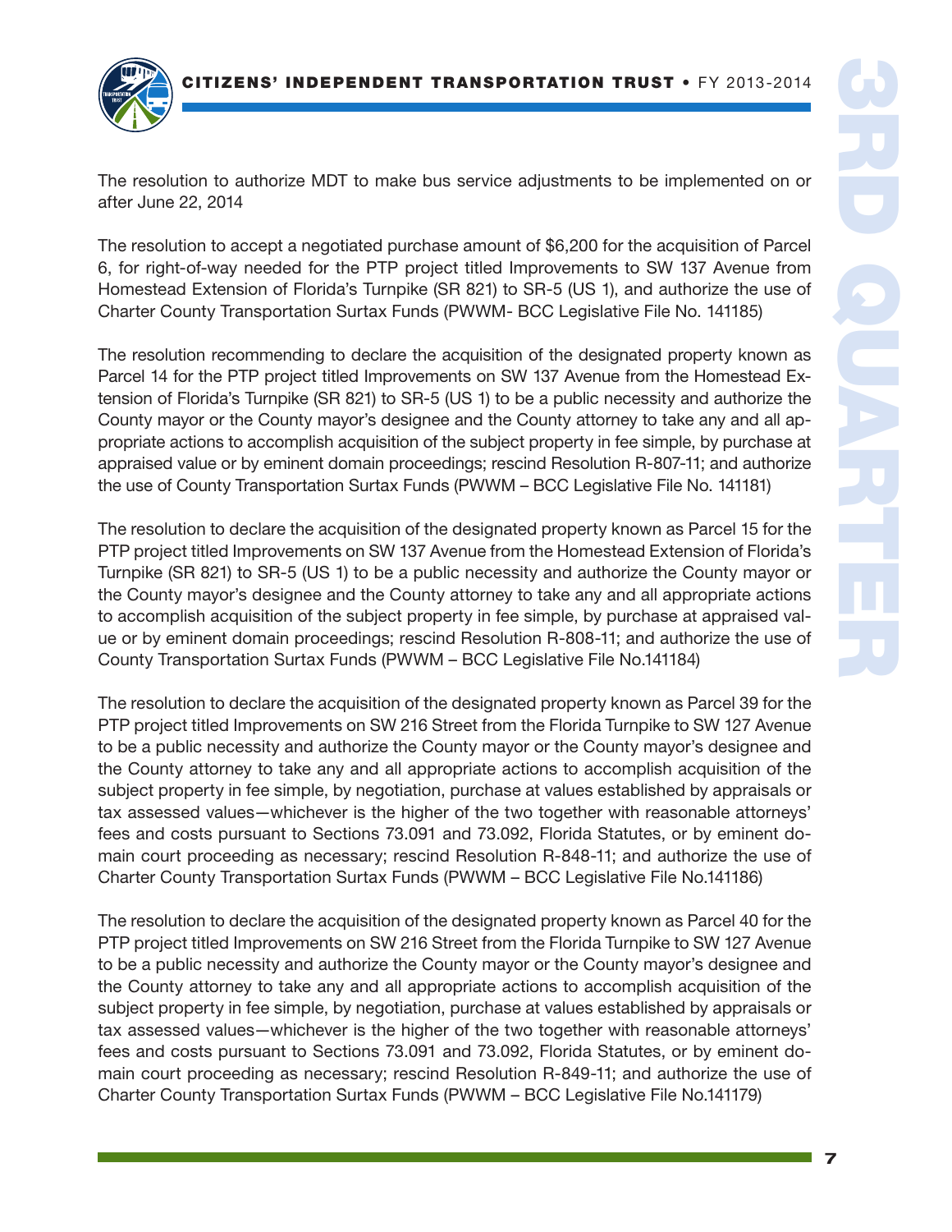The resolution to authorize MDT to make bus service adjustments to be implemented on or after June 22, 2014

The resolution to accept a negotiated purchase amount of $6,200 for the acquisition of Parcel 6, for right-of-way needed for the PTP project titled Improvements to SW 137 Avenue from Homestead Extension of Florida's Turnpike (SR 821) to SR-5 (US 1), and authorize the use of Charter County Transportation Surtax Funds (PWWM- BCC Legislative File No. 141185)

The resolution recommending to declare the acquisition of the designated property known as Parcel 14 for the PTP project titled Improvements on SW 137 Avenue from the Homestead Extension of Florida's Turnpike (SR 821) to SR-5 (US 1) to be a public necessity and authorize the County mayor or the County mayor's designee and the County attorney to take any and all appropriate actions to accomplish acquisition of the subject property in fee simple, by purchase at appraised value or by eminent domain proceedings; rescind Resolution R-807-11; and authorize the use of County Transportation Surtax Funds (PWWM – BCC Legislative File No. 141181)

The resolution to declare the acquisition of the designated property known as Parcel 15 for the PTP project titled Improvements on SW 137 Avenue from the Homestead Extension of Florida's Turnpike (SR 821) to SR-5 (US 1) to be a public necessity and authorize the County mayor or the County mayor's designee and the County attorney to take any and all appropriate actions to accomplish acquisition of the subject property in fee simple, by purchase at appraised value or by eminent domain proceedings; rescind Resolution R-808-11; and authorize the use of County Transportation Surtax Funds (PWWM – BCC Legislative File No.141184)

The resolution to declare the acquisition of the designated property known as Parcel 39 for the PTP project titled Improvements on SW 216 Street from the Florida Turnpike to SW 127 Avenue to be a public necessity and authorize the County mayor or the County mayor's designee and the County attorney to take any and all appropriate actions to accomplish acquisition of the subject property in fee simple, by negotiation, purchase at values established by appraisals or tax assessed values—whichever is the higher of the two together with reasonable attorneys' fees and costs pursuant to Sections 73.091 and 73.092, Florida Statutes, or by eminent domain court proceeding as necessary; rescind Resolution R-848-11; and authorize the use of Charter County Transportation Surtax Funds (PWWM – BCC Legislative File No.141186)

The resolution to declare the acquisition of the designated property known as Parcel 40 for the PTP project titled Improvements on SW 216 Street from the Florida Turnpike to SW 127 Avenue to be a public necessity and authorize the County mayor or the County mayor's designee and the County attorney to take any and all appropriate actions to accomplish acquisition of the subject property in fee simple, by negotiation, purchase at values established by appraisals or tax assessed values—whichever is the higher of the two together with reasonable attorneys' fees and costs pursuant to Sections 73.091 and 73.092, Florida Statutes, or by eminent domain court proceeding as necessary; rescind Resolution R-849-11; and authorize the use of Charter County Transportation Surtax Funds (PWWM – BCC Legislative File No.141179)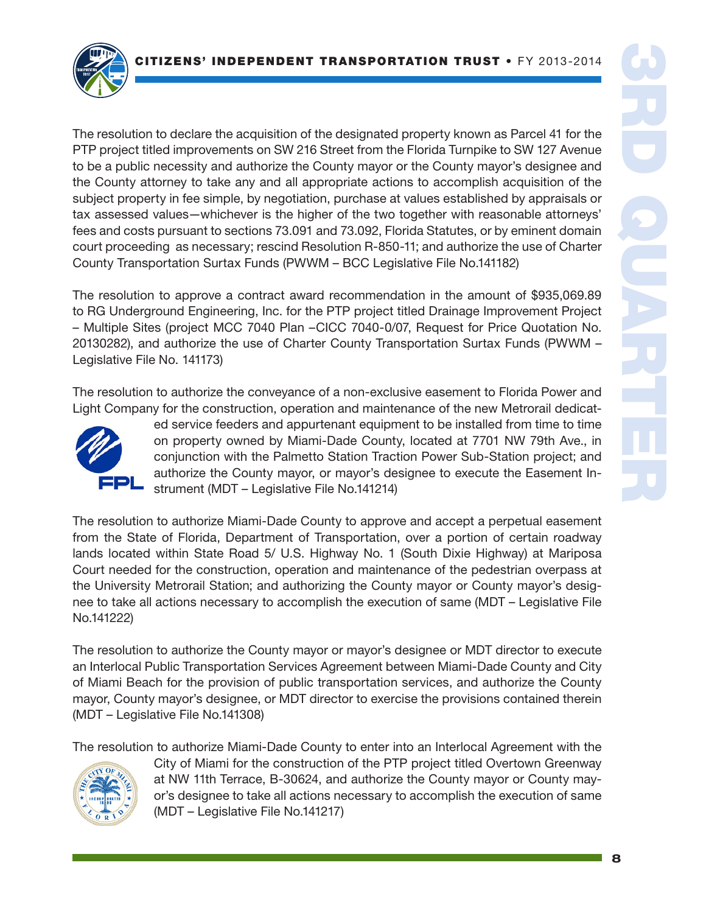The resolution to declare the acquisition of the designated property known as Parcel 41 for the PTP project titled improvements on SW 216 Street from the Florida Turnpike to SW 127 Avenue to be a public necessity and authorize the County mayor or the County mayor's designee and the County attorney to take any and all appropriate actions to accomplish acquisition of the subject property in fee simple, by negotiation, purchase at values established by appraisals or tax assessed values—whichever is the higher of the two together with reasonable attorneys' fees and costs pursuant to sections 73.091 and 73.092, Florida Statutes, or by eminent domain court proceeding as necessary; rescind Resolution R-850-11; and authorize the use of Charter County Transportation Surtax Funds (PWWM – BCC Legislative File No.141182)

The resolution to approve a contract award recommendation in the amount of $935,069.89 to RG Underground Engineering, Inc. for the PTP project titled Drainage Improvement Project – Multiple Sites (project MCC 7040 Plan –CICC 7040-0/07, Request for Price Quotation No. 20130282), and authorize the use of Charter County Transportation Surtax Funds (PWWM – Legislative File No. 141173)

The resolution to authorize the conveyance of a non-exclusive easement to Florida Power and Light Company for the construction, operation and maintenance of the new Metrorail dedicated service feeders and appurtenant equipment to be installed from time to time on property owned by Miami-Dade County, located at 7701 NW 79th Ave., in conjunction with the Palmetto Station Traction Power Sub-Station project; and authorize the County mayor, or mayor's designee to execute the Easement Instrument (MDT – Legislative File No.141214)

The resolution to authorize Miami-Dade County to approve and accept a perpetual easement from the State of Florida, Department of Transportation, over a portion of certain roadway lands located within State Road 5/ U.S. Highway No. 1 (South Dixie Highway) at Mariposa Court needed for the construction, operation and maintenance of the pedestrian overpass at the University Metrorail Station; and authorizing the County mayor or County mayor's designee to take all actions necessary to accomplish the execution of same (MDT – Legislative File No.141222)

The resolution to authorize the County mayor or mayor's designee or MDT director to execute an Interlocal Public Transportation Services Agreement between Miami-Dade County and City of Miami Beach for the provision of public transportation services, and authorize the County mayor, County mayor's designee, or MDT director to exercise the provisions contained therein (MDT – Legislative File No.141308)

The resolution to authorize Miami-Dade County to enter into an Interlocal Agreement with the City of Miami for the construction of the PTP project titled Overtown Greenway at NW 11th Terrace, B-30624, and authorize the County mayor or County mayor's designee to take all actions necessary to accomplish the execution of same (MDT – Legislative File No.141217)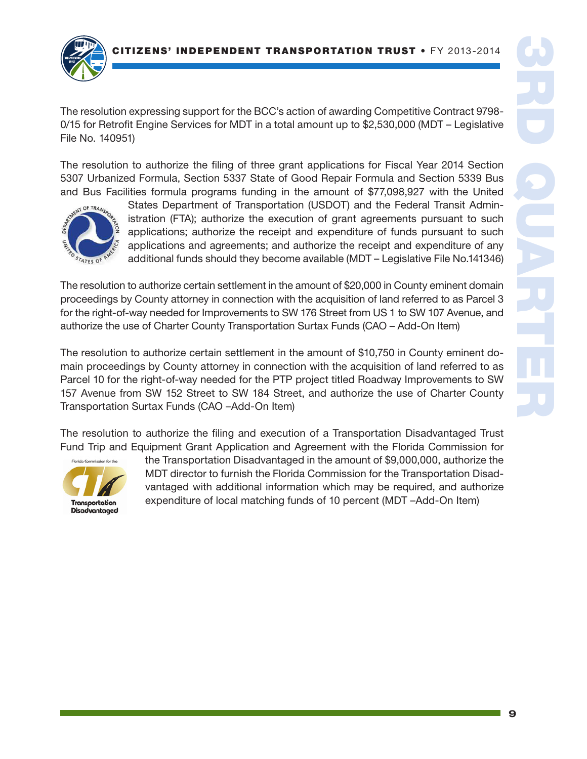The resolution expressing support for the BCC's action of awarding Competitive Contract 9798-0/15 for Retrofit Engine Services for MDT in a total amount up to $2,530,000 (MDT – Legislative File No. 140951)

The resolution to authorize the filing of three grant applications for Fiscal Year 2014 Section 5307 Urbanized Formula, Section 5337 State of Good Repair Formula and Section 5339 Bus and Bus Facilities formula programs funding in the amount of $77,098,927 with the United States Department of Transportation (USDOT) and the Federal Transit Administration (FTA); authorize the execution of grant agreements pursuant to such applications; authorize the receipt and expenditure of funds pursuant to such applications and agreements; and authorize the receipt and expenditure of any additional funds should they become available (MDT – Legislative File No.141346)

The resolution to authorize certain settlement in the amount of $20,000 in County eminent domain proceedings by County attorney in connection with the acquisition of land referred to as Parcel 3 for the right-of-way needed for Improvements to SW 176 Street from US 1 to SW 107 Avenue, and authorize the use of Charter County Transportation Surtax Funds (CAO – Add-On Item)

The resolution to authorize certain settlement in the amount of $10,750 in County eminent domain proceedings by County attorney in connection with the acquisition of land referred to as Parcel 10 for the right-of-way needed for the PTP project titled Roadway Improvements to SW 157 Avenue from SW 152 Street to SW 184 Street, and authorize the use of Charter County Transportation Surtax Funds (CAO –Add-On Item)

The resolution to authorize the filing and execution of a Transportation Disadvantaged Trust Fund Trip and Equipment Grant Application and Agreement with the Florida Commission for the Transportation Disadvantaged in the amount of $9,000,000, authorize the MDT director to furnish the Florida Commission for the Transportation Disadvantaged with additional information which may be required, and authorize expenditure of local matching funds of 10 percent (MDT –Add-On Item)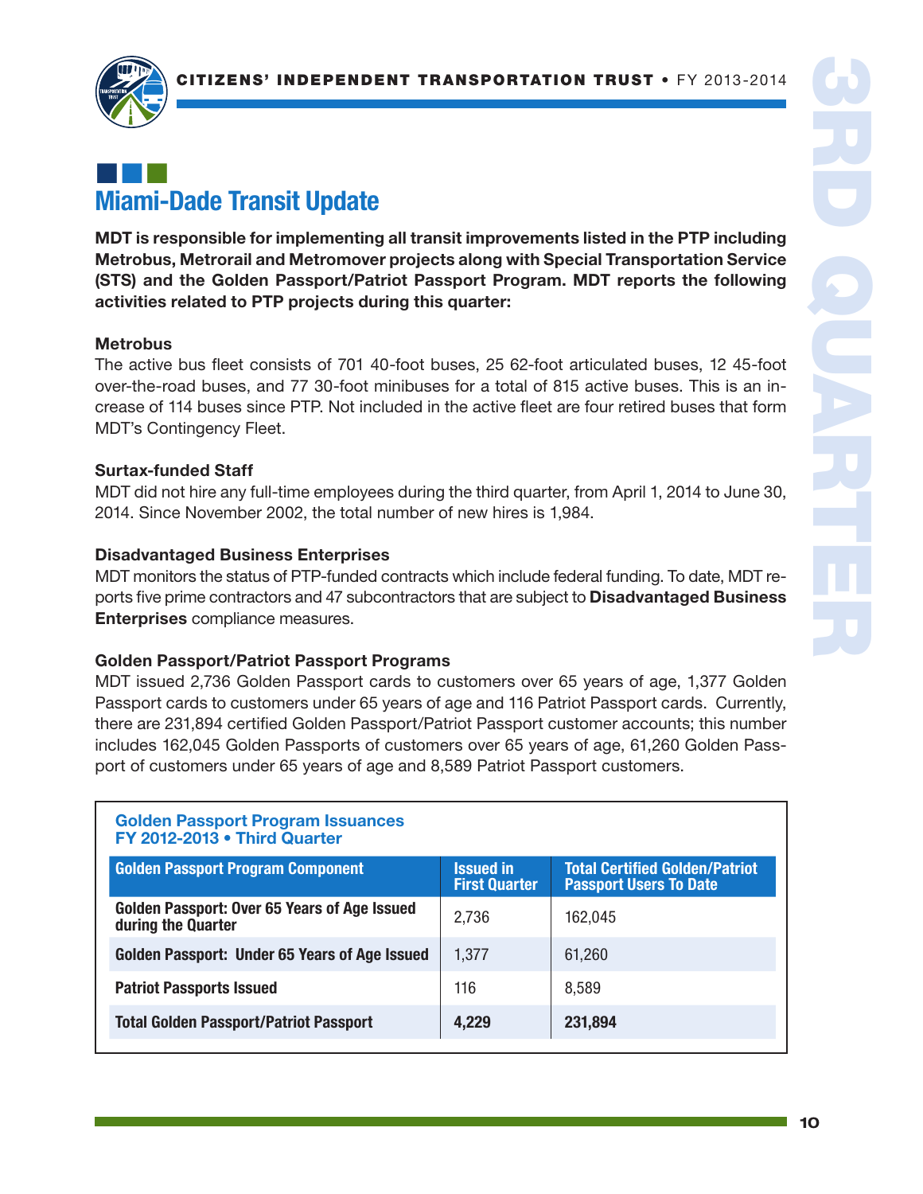## Miami-Dade Transit Update

**MDT is responsible for implementing all transit improvements listed in the PTP including Metrobus, Metrorail and Metromover projects along with Special Transportation Service (STS) and the Golden Passport/Patriot Passport Program. MDT reports the following activities related to PTP projects during this quarter:**

### Metrobus

The active bus fleet consists of 701 40-foot buses, 25 62-foot articulated buses, 12 45-foot over-the-road buses, and 77 30-foot minibuses for a total of 815 active buses. This is an increase of 114 buses since PTP. Not included in the active fleet are four retired buses that form MDT's Contingency Fleet.

### Surtax-funded Staff

MDT did not hire any full-time employees during the third quarter, from April 1, 2014 to June 30, 2014. Since November 2002, the total number of new hires is 1,984.

### Disadvantaged Business Enterprises

MDT monitors the status of PTP-funded contracts which include federal funding. To date, MDT reports five prime contractors and 47 subcontractors that are subject to **Disadvantaged Business Enterprises** compliance measures.

### Golden Passport/Patriot Passport Programs

MDT issued 2,736 Golden Passport cards to customers over 65 years of age, 1,377 Golden Passport cards to customers under 65 years of age and 116 Patriot Passport cards. Currently, there are 231,894 certified Golden Passport/Patriot Passport customer accounts; this number includes 162,045 Golden Passports of customers over 65 years of age, 61,260 Golden Passport of customers under 65 years of age and 8,589 Patriot Passport customers.

**Golden Passport Program Issuances**
**FY 2012-2013 • Third Quarter**

| Golden Passport Program Component | Issued in First Quarter | Total Certified Golden/Patriot Passport Users To Date |
|---|---|---|
| Golden Passport: Over 65 Years of Age Issued during the Quarter | 2,736 | 162,045 |
| Golden Passport: Under 65 Years of Age Issued | 1,377 | 61,260 |
| Patriot Passports Issued | 116 | 8,589 |
| **Total Golden Passport/Patriot Passport** | **4,229** | **231,894** |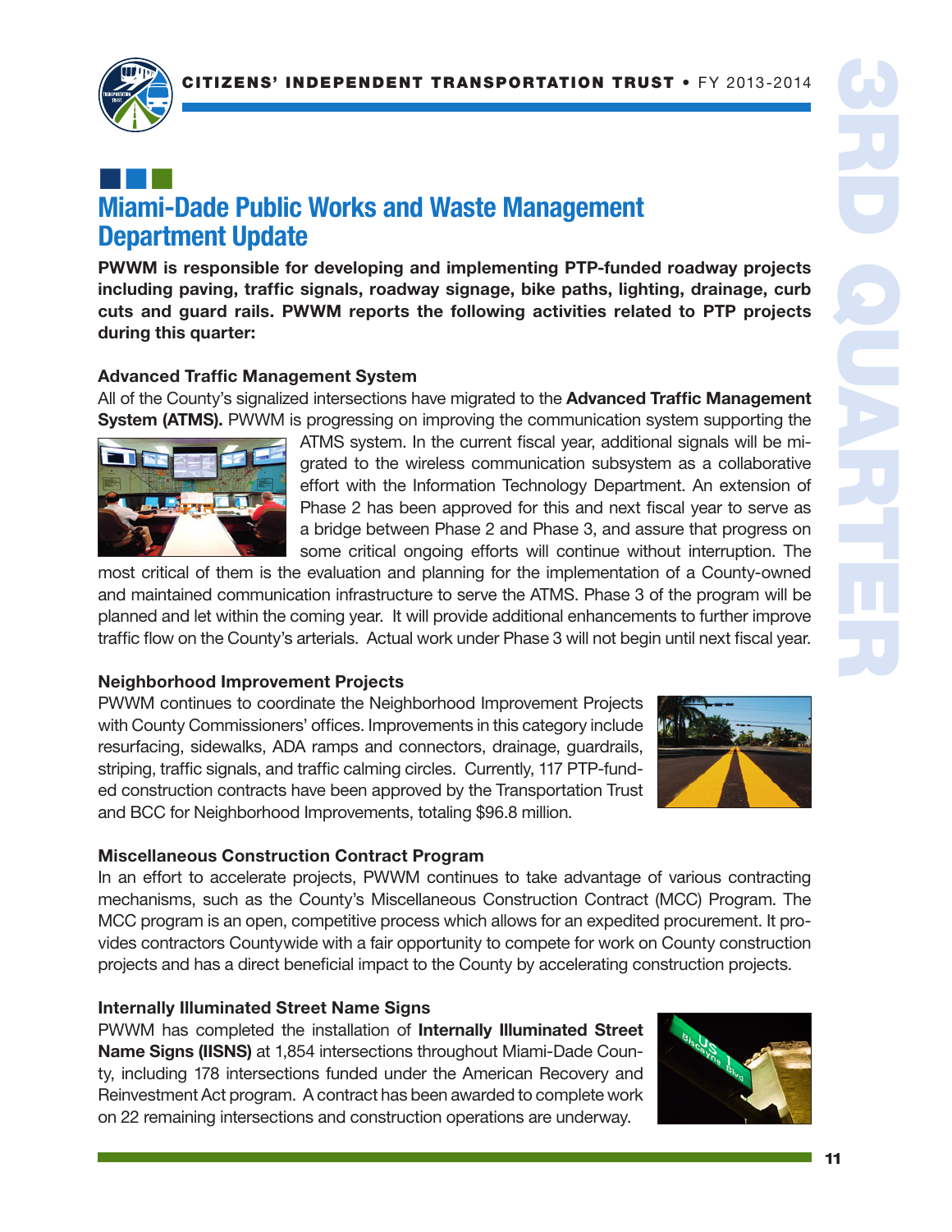## Miami-Dade Public Works and Waste Management Department Update

**PWWM is responsible for developing and implementing PTP-funded roadway projects including paving, traffic signals, roadway signage, bike paths, lighting, drainage, curb cuts and guard rails. PWWM reports the following activities related to PTP projects during this quarter:**

### Advanced Traffic Management System

All of the County's signalized intersections have migrated to the **Advanced Traffic Management System (ATMS).** PWWM is progressing on improving the communication system supporting the ATMS system. In the current fiscal year, additional signals will be migrated to the wireless communication subsystem as a collaborative effort with the Information Technology Department. An extension of Phase 2 has been approved for this and next fiscal year to serve as a bridge between Phase 2 and Phase 3, and assure that progress on some critical ongoing efforts will continue without interruption. The most critical of them is the evaluation and planning for the implementation of a County-owned and maintained communication infrastructure to serve the ATMS. Phase 3 of the program will be planned and let within the coming year. It will provide additional enhancements to further improve traffic flow on the County's arterials. Actual work under Phase 3 will not begin until next fiscal year.

### Neighborhood Improvement Projects

PWWM continues to coordinate the Neighborhood Improvement Projects with County Commissioners' offices. Improvements in this category include resurfacing, sidewalks, ADA ramps and connectors, drainage, guardrails, striping, traffic signals, and traffic calming circles. Currently, 117 PTP-funded construction contracts have been approved by the Transportation Trust and BCC for Neighborhood Improvements, totaling $96.8 million.

### Miscellaneous Construction Contract Program

In an effort to accelerate projects, PWWM continues to take advantage of various contracting mechanisms, such as the County's Miscellaneous Construction Contract (MCC) Program. The MCC program is an open, competitive process which allows for an expedited procurement. It provides contractors Countywide with a fair opportunity to compete for work on County construction projects and has a direct beneficial impact to the County by accelerating construction projects.

### Internally Illuminated Street Name Signs

PWWM has completed the installation of **Internally Illuminated Street Name Signs (IISNS)** at 1,854 intersections throughout Miami-Dade County, including 178 intersections funded under the American Recovery and Reinvestment Act program. A contract has been awarded to complete work on 22 remaining intersections and construction operations are underway.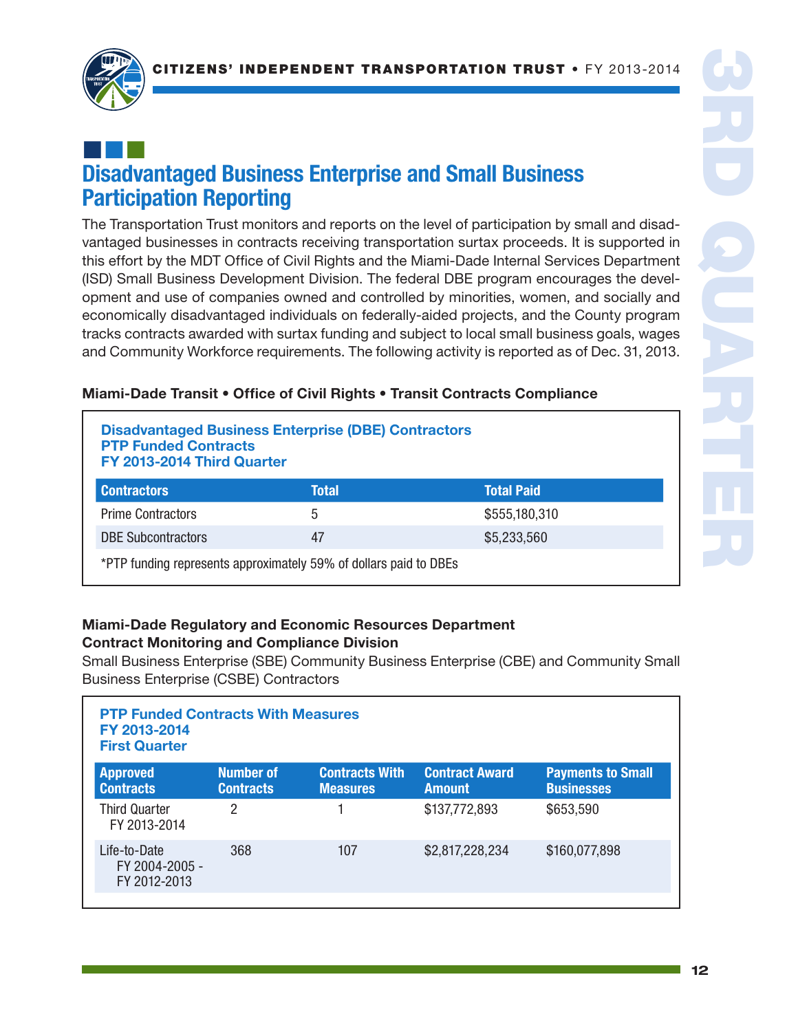## Disadvantaged Business Enterprise and Small Business Participation Reporting

The Transportation Trust monitors and reports on the level of participation by small and disadvantaged businesses in contracts receiving transportation surtax proceeds. It is supported in this effort by the MDT Office of Civil Rights and the Miami-Dade Internal Services Department (ISD) Small Business Development Division. The federal DBE program encourages the development and use of companies owned and controlled by minorities, women, and socially and economically disadvantaged individuals on federally-aided projects, and the County program tracks contracts awarded with surtax funding and subject to local small business goals, wages and Community Workforce requirements. The following activity is reported as of Dec. 31, 2013.

**Miami-Dade Transit • Office of Civil Rights • Transit Contracts Compliance**

**Disadvantaged Business Enterprise (DBE) Contractors**
**PTP Funded Contracts**
**FY 2013-2014 Third Quarter**

| Contractors | Total | Total Paid |
|---|---|---|
| Prime Contractors | 5 | $555,180,310 |
| DBE Subcontractors | 47 | $5,233,560 |

*PTP funding represents approximately 59% of dollars paid to DBEs

**Miami-Dade Regulatory and Economic Resources Department**
**Contract Monitoring and Compliance Division**

Small Business Enterprise (SBE) Community Business Enterprise (CBE) and Community Small Business Enterprise (CSBE) Contractors

**PTP Funded Contracts With Measures**
**FY 2013-2014**
**First Quarter**

| Approved Contracts | Number of Contracts | Contracts With Measures | Contract Award Amount | Payments to Small Businesses |
|---|---|---|---|---|
| Third Quarter FY 2013-2014 | 2 | 1 | $137,772,893 | $653,590 |
| Life-to-Date FY 2004-2005 - FY 2012-2013 | 368 | 107 | $2,817,228,234 | $160,077,898 |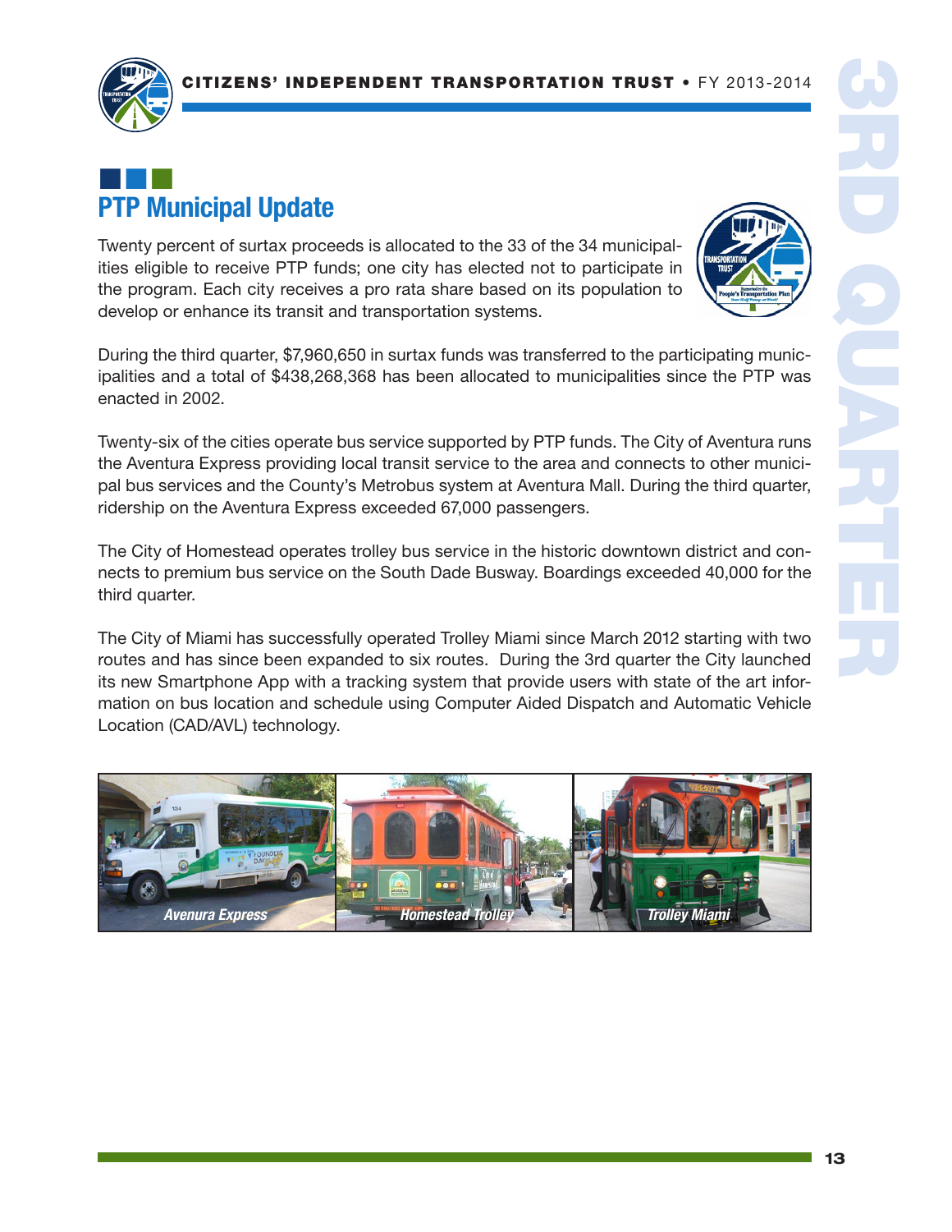## PTP Municipal Update

Twenty percent of surtax proceeds is allocated to the 33 of the 34 municipalities eligible to receive PTP funds; one city has elected not to participate in the program. Each city receives a pro rata share based on its population to develop or enhance its transit and transportation systems.

During the third quarter, $7,960,650 in surtax funds was transferred to the participating municipalities and a total of $438,268,368 has been allocated to municipalities since the PTP was enacted in 2002.

Twenty-six of the cities operate bus service supported by PTP funds. The City of Aventura runs the Aventura Express providing local transit service to the area and connects to other municipal bus services and the County's Metrobus system at Aventura Mall. During the third quarter, ridership on the Aventura Express exceeded 67,000 passengers.

The City of Homestead operates trolley bus service in the historic downtown district and connects to premium bus service on the South Dade Busway. Boardings exceeded 40,000 for the third quarter.

The City of Miami has successfully operated Trolley Miami since March 2012 starting with two routes and has since been expanded to six routes. During the 3rd quarter the City launched its new Smartphone App with a tracking system that provide users with state of the art information on bus location and schedule using Computer Aided Dispatch and Automatic Vehicle Location (CAD/AVL) technology.

*Avenura Express* | *Homestead Trolley* | *Trolley Miami*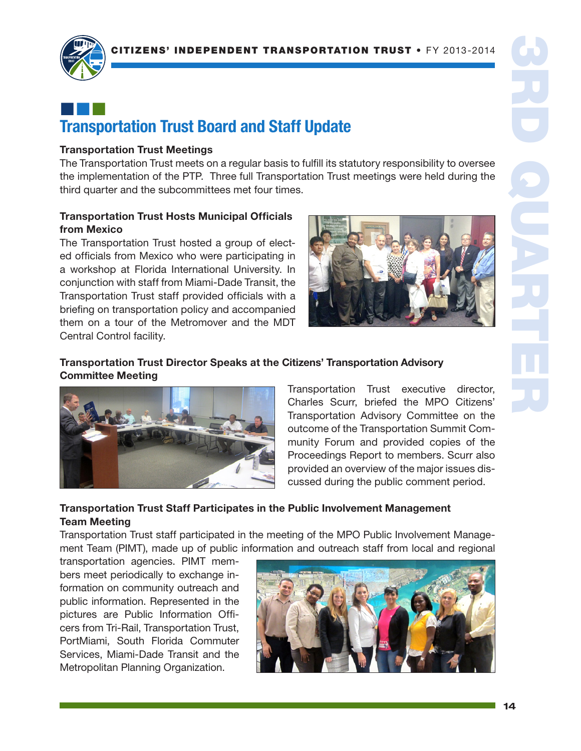## Transportation Trust Board and Staff Update

**Transportation Trust Meetings**

The Transportation Trust meets on a regular basis to fulfill its statutory responsibility to oversee the implementation of the PTP. Three full Transportation Trust meetings were held during the third quarter and the subcommittees met four times.

**Transportation Trust Hosts Municipal Officials from Mexico**

The Transportation Trust hosted a group of elected officials from Mexico who were participating in a workshop at Florida International University. In conjunction with staff from Miami-Dade Transit, the Transportation Trust staff provided officials with a briefing on transportation policy and accompanied them on a tour of the Metromover and the MDT Central Control facility.

**Transportation Trust Director Speaks at the Citizens' Transportation Advisory Committee Meeting**

Transportation Trust executive director, Charles Scurr, briefed the MPO Citizens' Transportation Advisory Committee on the outcome of the Transportation Summit Community Forum and provided copies of the Proceedings Report to members. Scurr also provided an overview of the major issues discussed during the public comment period.

**Transportation Trust Staff Participates in the Public Involvement Management Team Meeting**

Transportation Trust staff participated in the meeting of the MPO Public Involvement Management Team (PIMT), made up of public information and outreach staff from local and regional transportation agencies. PIMT members meet periodically to exchange information on community outreach and public information. Represented in the pictures are Public Information Officers from Tri-Rail, Transportation Trust, PortMiami, South Florida Commuter Services, Miami-Dade Transit and the Metropolitan Planning Organization.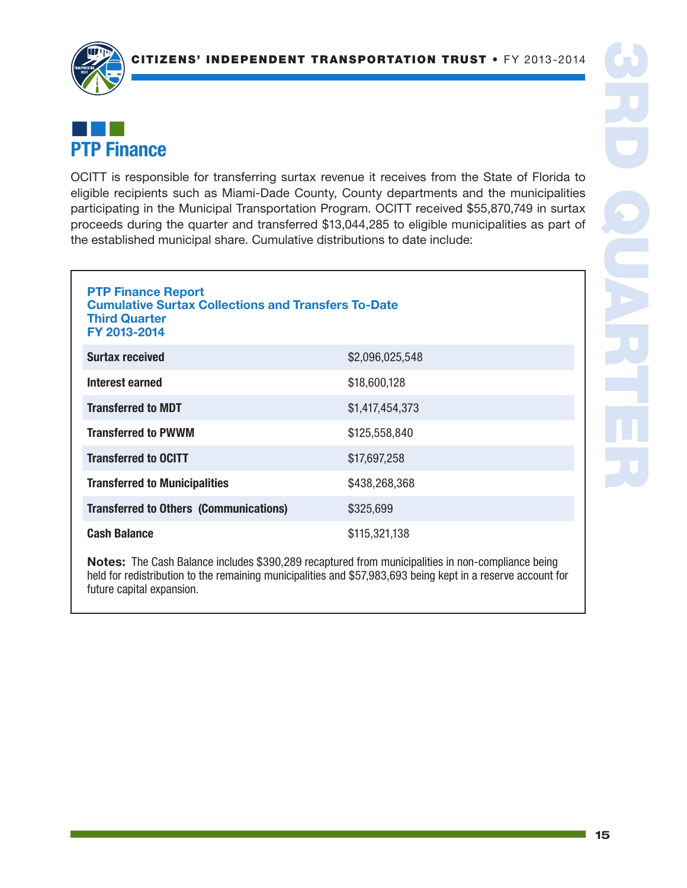## PTP Finance

OCITT is responsible for transferring surtax revenue it receives from the State of Florida to eligible recipients such as Miami-Dade County, County departments and the municipalities participating in the Municipal Transportation Program. OCITT received $55,870,749 in surtax proceeds during the quarter and transferred $13,044,285 to eligible municipalities as part of the established municipal share. Cumulative distributions to date include:

**PTP Finance Report**
**Cumulative Surtax Collections and Transfers To-Date**
**Third Quarter**
**FY 2013-2014**

| | |
|---|---|
| **Surtax received** | $2,096,025,548 |
| **Interest earned** | $18,600,128 |
| **Transferred to MDT** | $1,417,454,373 |
| **Transferred to PWWM** | $125,558,840 |
| **Transferred to OCITT** | $17,697,258 |
| **Transferred to Municipalities** | $438,268,368 |
| **Transferred to Others (Communications)** | $325,699 |
| **Cash Balance** | $115,321,138 |

**Notes:** The Cash Balance includes $390,289 recaptured from municipalities in non-compliance being held for redistribution to the remaining municipalities and $57,983,693 being kept in a reserve account for future capital expansion.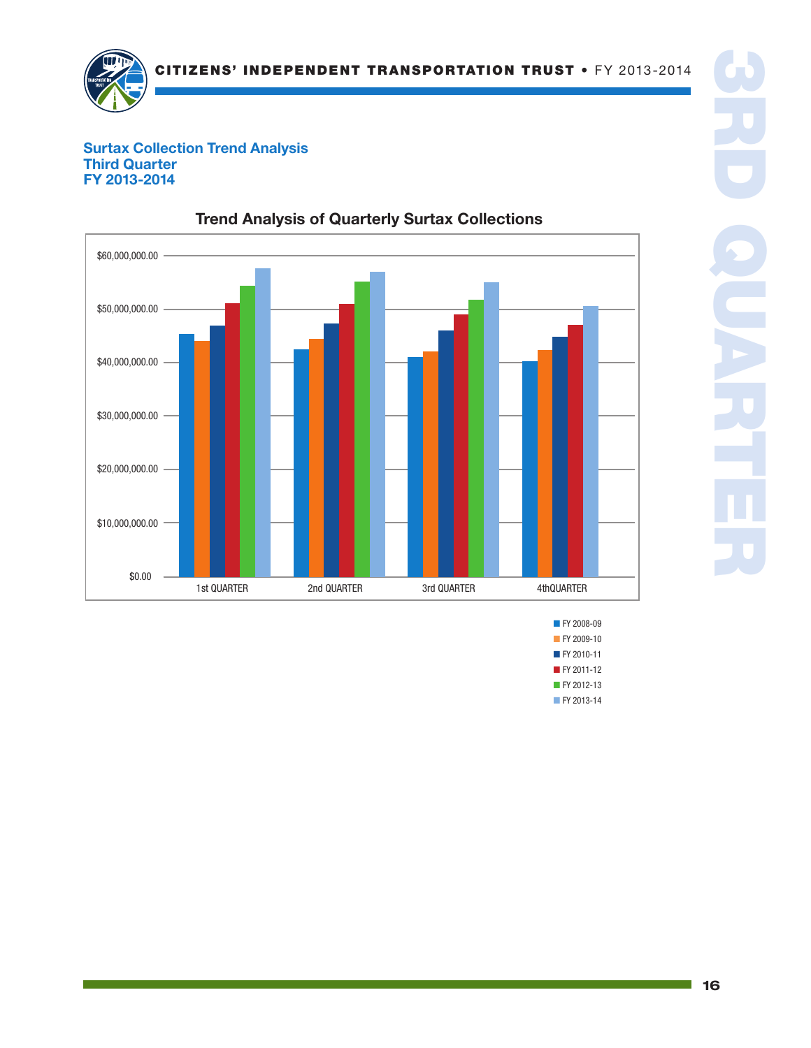## Surtax Collection Trend Analysis
## Third Quarter
## FY 2013-2014

### Trend Analysis of Quarterly Surtax Collections

$60,000,000.00
$50,000,000.00
$40,000,000.00
$30,000,000.00
$20,000,000.00
$10,000,000.00
$0.00

1st QUARTER | 2nd QUARTER | 3rd QUARTER | 4thQUARTER

- FY 2008-09
- FY 2009-10
- FY 2010-11
- FY 2011-12
- FY 2012-13
- FY 2013-14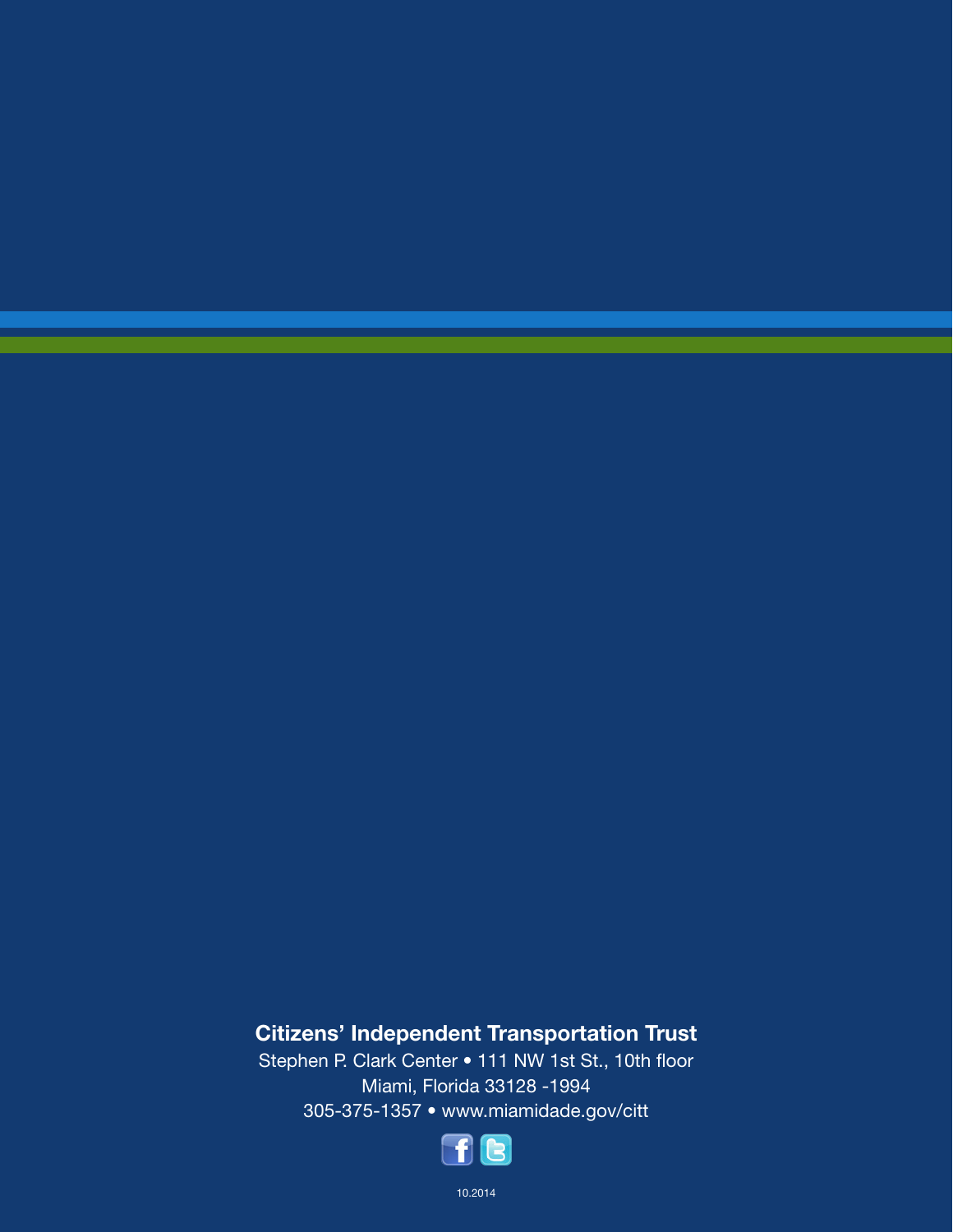**Citizens' Independent Transportation Trust**

Stephen P. Clark Center • 111 NW 1st St., 10th floor
Miami, Florida 33128 -1994
305-375-1357 • www.miamidade.gov/citt

10.2014